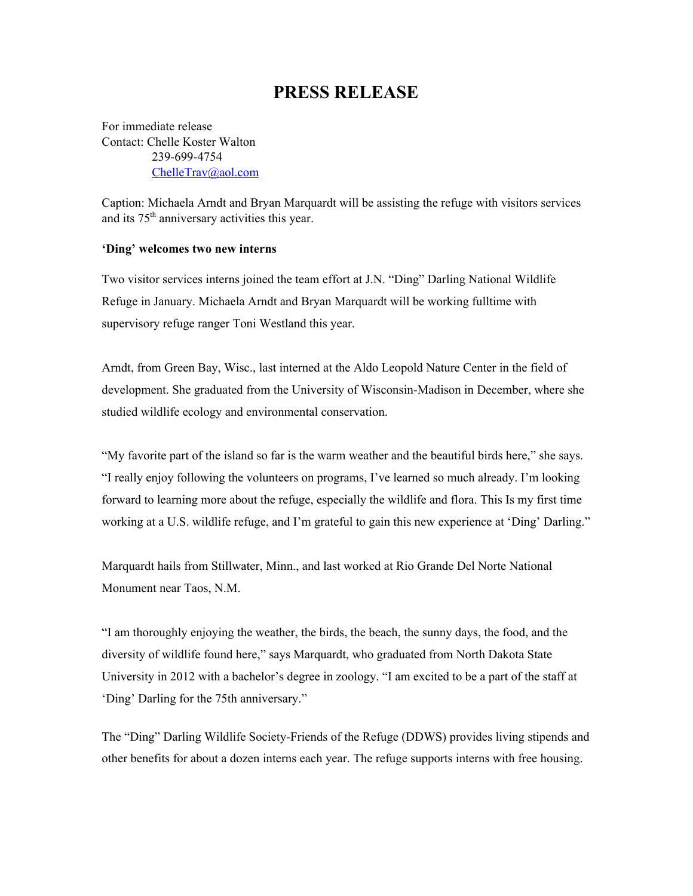# PRESS RELEASE

For immediate release
Contact: Chelle Koster Walton
239-699-4754
ChelleTrav@aol.com

Caption: Michaela Arndt and Bryan Marquardt will be assisting the refuge with visitors services and its 75th anniversary activities this year.

**'Ding' welcomes two new interns**

Two visitor services interns joined the team effort at J.N. "Ding" Darling National Wildlife Refuge in January. Michaela Arndt and Bryan Marquardt will be working fulltime with supervisory refuge ranger Toni Westland this year.

Arndt, from Green Bay, Wisc., last interned at the Aldo Leopold Nature Center in the field of development. She graduated from the University of Wisconsin-Madison in December, where she studied wildlife ecology and environmental conservation.

"My favorite part of the island so far is the warm weather and the beautiful birds here," she says. "I really enjoy following the volunteers on programs, I've learned so much already. I'm looking forward to learning more about the refuge, especially the wildlife and flora. This Is my first time working at a U.S. wildlife refuge, and I'm grateful to gain this new experience at 'Ding' Darling."

Marquardt hails from Stillwater, Minn., and last worked at Rio Grande Del Norte National Monument near Taos, N.M.

"I am thoroughly enjoying the weather, the birds, the beach, the sunny days, the food, and the diversity of wildlife found here," says Marquardt, who graduated from North Dakota State University in 2012 with a bachelor's degree in zoology. "I am excited to be a part of the staff at 'Ding' Darling for the 75th anniversary."

The "Ding" Darling Wildlife Society-Friends of the Refuge (DDWS) provides living stipends and other benefits for about a dozen interns each year. The refuge supports interns with free housing.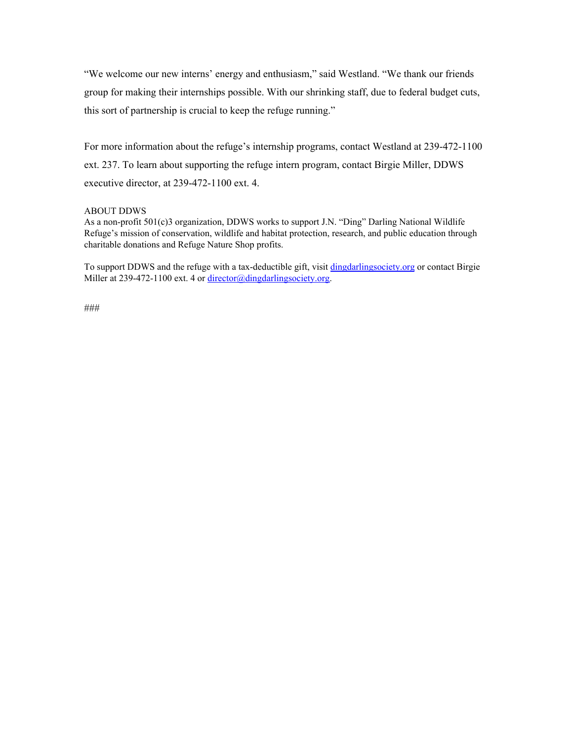"We welcome our new interns' energy and enthusiasm," said Westland. "We thank our friends group for making their internships possible. With our shrinking staff, due to federal budget cuts, this sort of partnership is crucial to keep the refuge running."

For more information about the refuge's internship programs, contact Westland at 239-472-1100 ext. 237. To learn about supporting the refuge intern program, contact Birgie Miller, DDWS executive director, at 239-472-1100 ext. 4.

ABOUT DDWS
As a non-profit 501(c)3 organization, DDWS works to support J.N. "Ding" Darling National Wildlife Refuge's mission of conservation, wildlife and habitat protection, research, and public education through charitable donations and Refuge Nature Shop profits.

To support DDWS and the refuge with a tax-deductible gift, visit dingdarlingsociety.org or contact Birgie Miller at 239-472-1100 ext. 4 or director@dingdarlingsociety.org.

###